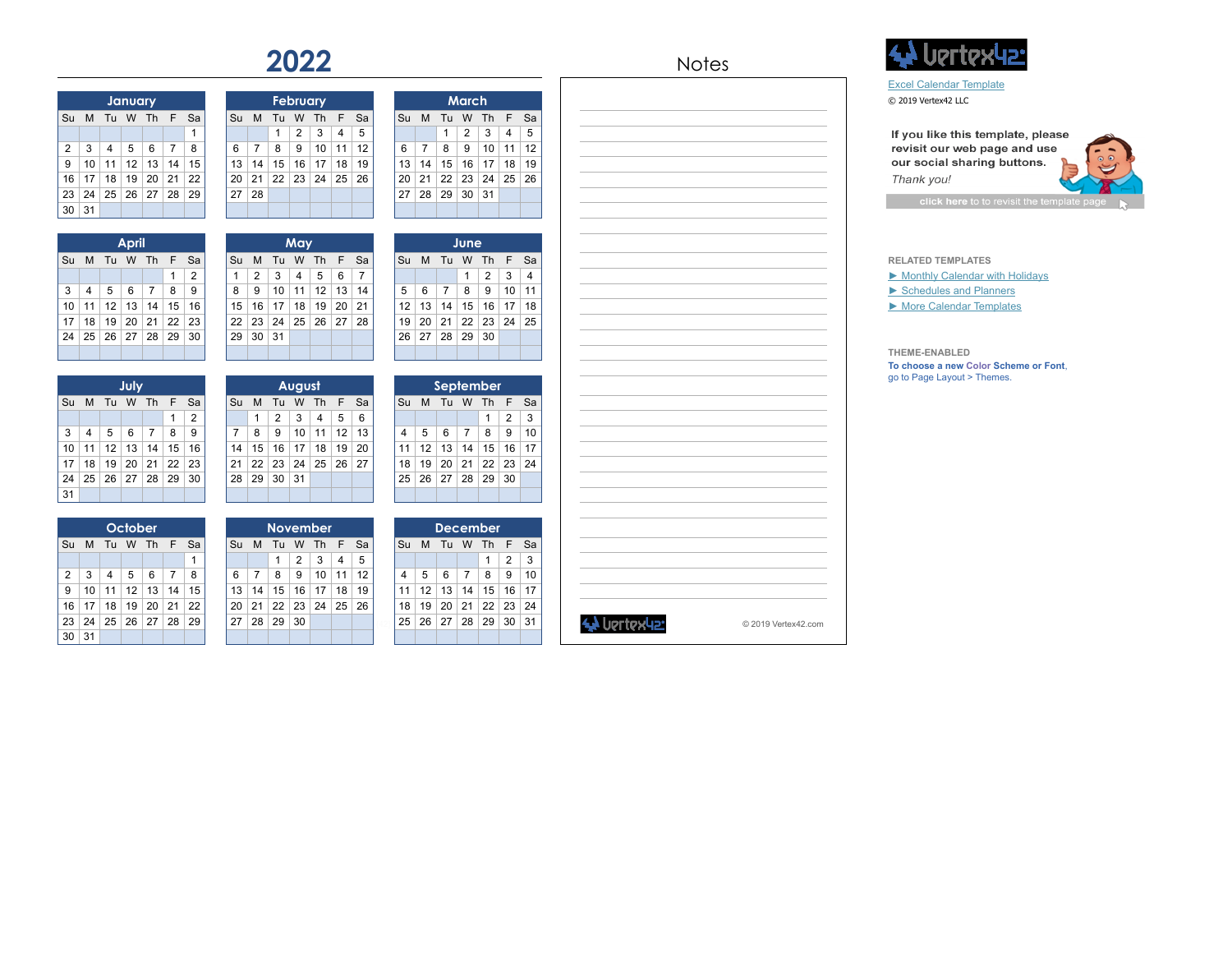# 2022

## January

| Su | M | Tu | W | Th | F | Sa |
|---|---|---|---|---|---|---|
| | | | | | | 1 |
| 2 | 3 | 4 | 5 | 6 | 7 | 8 |
| 9 | 10 | 11 | 12 | 13 | 14 | 15 |
| 16 | 17 | 18 | 19 | 20 | 21 | 22 |
| 23 | 24 | 25 | 26 | 27 | 28 | 29 |
| 30 | 31 | | | | | |

## February

| Su | M | Tu | W | Th | F | Sa |
|---|---|---|---|---|---|---|
| | | 1 | 2 | 3 | 4 | 5 |
| 6 | 7 | 8 | 9 | 10 | 11 | 12 |
| 13 | 14 | 15 | 16 | 17 | 18 | 19 |
| 20 | 21 | 22 | 23 | 24 | 25 | 26 |
| 27 | 28 | | | | | |

## March

| Su | M | Tu | W | Th | F | Sa |
|---|---|---|---|---|---|---|
| | | 1 | 2 | 3 | 4 | 5 |
| 6 | 7 | 8 | 9 | 10 | 11 | 12 |
| 13 | 14 | 15 | 16 | 17 | 18 | 19 |
| 20 | 21 | 22 | 23 | 24 | 25 | 26 |
| 27 | 28 | 29 | 30 | 31 | | |

## April

| Su | M | Tu | W | Th | F | Sa |
|---|---|---|---|---|---|---|
| | | | | | 1 | 2 |
| 3 | 4 | 5 | 6 | 7 | 8 | 9 |
| 10 | 11 | 12 | 13 | 14 | 15 | 16 |
| 17 | 18 | 19 | 20 | 21 | 22 | 23 |
| 24 | 25 | 26 | 27 | 28 | 29 | 30 |

## May

| Su | M | Tu | W | Th | F | Sa |
|---|---|---|---|---|---|---|
| 1 | 2 | 3 | 4 | 5 | 6 | 7 |
| 8 | 9 | 10 | 11 | 12 | 13 | 14 |
| 15 | 16 | 17 | 18 | 19 | 20 | 21 |
| 22 | 23 | 24 | 25 | 26 | 27 | 28 |
| 29 | 30 | 31 | | | | |

## June

| Su | M | Tu | W | Th | F | Sa |
|---|---|---|---|---|---|---|
| | | | 1 | 2 | 3 | 4 |
| 5 | 6 | 7 | 8 | 9 | 10 | 11 |
| 12 | 13 | 14 | 15 | 16 | 17 | 18 |
| 19 | 20 | 21 | 22 | 23 | 24 | 25 |
| 26 | 27 | 28 | 29 | 30 | | |

## July

| Su | M | Tu | W | Th | F | Sa |
|---|---|---|---|---|---|---|
| | | | | | 1 | 2 |
| 3 | 4 | 5 | 6 | 7 | 8 | 9 |
| 10 | 11 | 12 | 13 | 14 | 15 | 16 |
| 17 | 18 | 19 | 20 | 21 | 22 | 23 |
| 24 | 25 | 26 | 27 | 28 | 29 | 30 |
| 31 | | | | | | |

## August

| Su | M | Tu | W | Th | F | Sa |
|---|---|---|---|---|---|---|
| | 1 | 2 | 3 | 4 | 5 | 6 |
| 7 | 8 | 9 | 10 | 11 | 12 | 13 |
| 14 | 15 | 16 | 17 | 18 | 19 | 20 |
| 21 | 22 | 23 | 24 | 25 | 26 | 27 |
| 28 | 29 | 30 | 31 | | | |

## September

| Su | M | Tu | W | Th | F | Sa |
|---|---|---|---|---|---|---|
| | | | | 1 | 2 | 3 |
| 4 | 5 | 6 | 7 | 8 | 9 | 10 |
| 11 | 12 | 13 | 14 | 15 | 16 | 17 |
| 18 | 19 | 20 | 21 | 22 | 23 | 24 |
| 25 | 26 | 27 | 28 | 29 | 30 | |

## October

| Su | M | Tu | W | Th | F | Sa |
|---|---|---|---|---|---|---|
| | | | | | | 1 |
| 2 | 3 | 4 | 5 | 6 | 7 | 8 |
| 9 | 10 | 11 | 12 | 13 | 14 | 15 |
| 16 | 17 | 18 | 19 | 20 | 21 | 22 |
| 23 | 24 | 25 | 26 | 27 | 28 | 29 |
| 30 | 31 | | | | | |

## November

| Su | M | Tu | W | Th | F | Sa |
|---|---|---|---|---|---|---|
| | | 1 | 2 | 3 | 4 | 5 |
| 6 | 7 | 8 | 9 | 10 | 11 | 12 |
| 13 | 14 | 15 | 16 | 17 | 18 | 19 |
| 20 | 21 | 22 | 23 | 24 | 25 | 26 |
| 27 | 28 | 29 | 30 | | | |

## December

| Su | M | Tu | W | Th | F | Sa |
|---|---|---|---|---|---|---|
| | | | | 1 | 2 | 3 |
| 4 | 5 | 6 | 7 | 8 | 9 | 10 |
| 11 | 12 | 13 | 14 | 15 | 16 | 17 |
| 18 | 19 | 20 | 21 | 22 | 23 | 24 |
| 25 | 26 | 27 | 28 | 29 | 30 | 31 |

## Notes

© 2019 Vertex42.com

Excel Calendar Template

© 2019 Vertex42 LLC

**If you like this template, please revisit our web page and use our social sharing buttons.**

*Thank you!*

click here to to revisit the template page

**RELATED TEMPLATES**

- ► Monthly Calendar with Holidays
- ► Schedules and Planners
- ► More Calendar Templates

**THEME-ENABLED**

To choose a new Color Scheme or Font, go to Page Layout > Themes.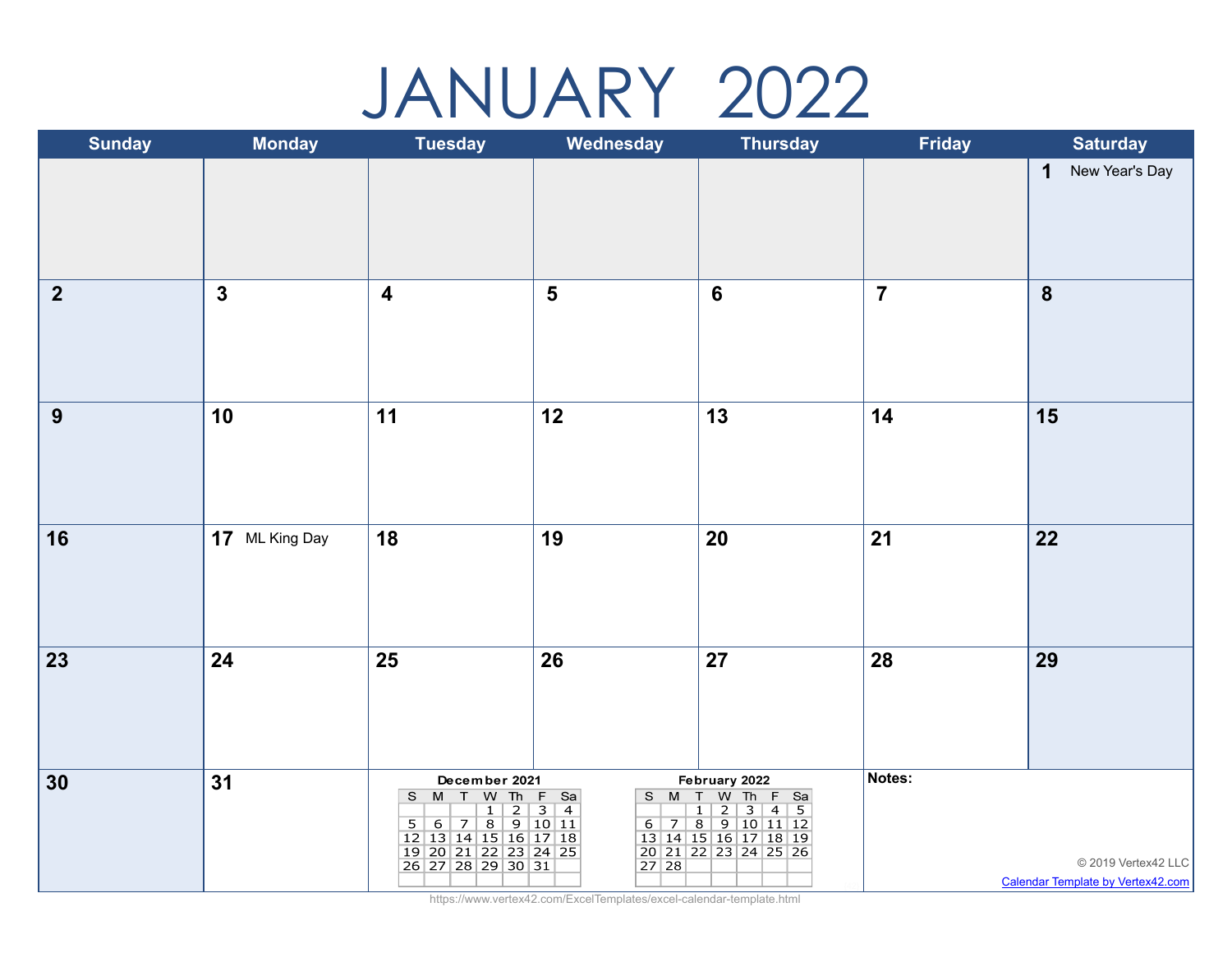# JANUARY 2022

| Sunday | Monday | Tuesday | Wednesday | Thursday | Friday | Saturday |
|---|---|---|---|---|---|---|
| | | | | | | 1 New Year's Day |
| 2 | 3 | 4 | 5 | 6 | 7 | 8 |
| 9 | 10 | 11 | 12 | 13 | 14 | 15 |
| 16 | 17 ML King Day | 18 | 19 | 20 | 21 | 22 |
| 23 | 24 | 25 | 26 | 27 | 28 | 29 |
| 30 | 31 | | | | | |

**December 2021**

| S | M | T | W | Th | F | Sa |
|---|---|---|---|---|---|---|
| | | | 1 | 2 | 3 | 4 |
| 5 | 6 | 7 | 8 | 9 | 10 | 11 |
| 12 | 13 | 14 | 15 | 16 | 17 | 18 |
| 19 | 20 | 21 | 22 | 23 | 24 | 25 |
| 26 | 27 | 28 | 29 | 30 | 31 | |

**February 2022**

| S | M | T | W | Th | F | Sa |
|---|---|---|---|---|---|---|
| | | 1 | 2 | 3 | 4 | 5 |
| 6 | 7 | 8 | 9 | 10 | 11 | 12 |
| 13 | 14 | 15 | 16 | 17 | 18 | 19 |
| 20 | 21 | 22 | 23 | 24 | 25 | 26 |
| 27 | 28 | | | | | |

**Notes:**

© 2019 Vertex42 LLC

Calendar Template by Vertex42.com

https://www.vertex42.com/ExcelTemplates/excel-calendar-template.html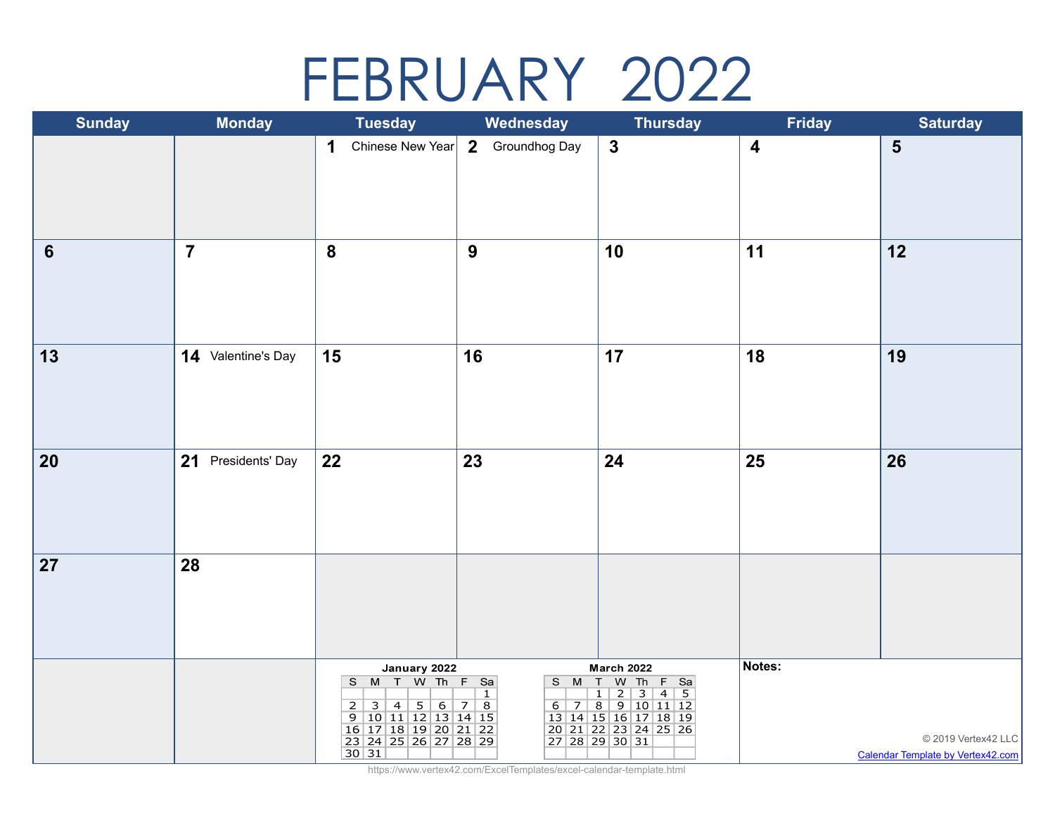# FEBRUARY 2022

| Sunday | Monday | Tuesday | Wednesday | Thursday | Friday | Saturday |
|---|---|---|---|---|---|---|
| | | 1 Chinese New Year | 2 Groundhog Day | 3 | 4 | 5 |
| 6 | 7 | 8 | 9 | 10 | 11 | 12 |
| 13 | 14 Valentine's Day | 15 | 16 | 17 | 18 | 19 |
| 20 | 21 Presidents' Day | 22 | 23 | 24 | 25 | 26 |
| 27 | 28 | | | | | |

**January 2022**

| S | M | T | W | Th | F | Sa |
|---|---|---|---|---|---|---|
| | | | | | | 1 |
| 2 | 3 | 4 | 5 | 6 | 7 | 8 |
| 9 | 10 | 11 | 12 | 13 | 14 | 15 |
| 16 | 17 | 18 | 19 | 20 | 21 | 22 |
| 23 | 24 | 25 | 26 | 27 | 28 | 29 |
| 30 | 31 | | | | | |

**March 2022**

| S | M | T | W | Th | F | Sa |
|---|---|---|---|---|---|---|
| | | 1 | 2 | 3 | 4 | 5 |
| 6 | 7 | 8 | 9 | 10 | 11 | 12 |
| 13 | 14 | 15 | 16 | 17 | 18 | 19 |
| 20 | 21 | 22 | 23 | 24 | 25 | 26 |
| 27 | 28 | 29 | 30 | 31 | | |

**Notes:**

© 2019 Vertex42 LLC

Calendar Template by Vertex42.com

https://www.vertex42.com/ExcelTemplates/excel-calendar-template.html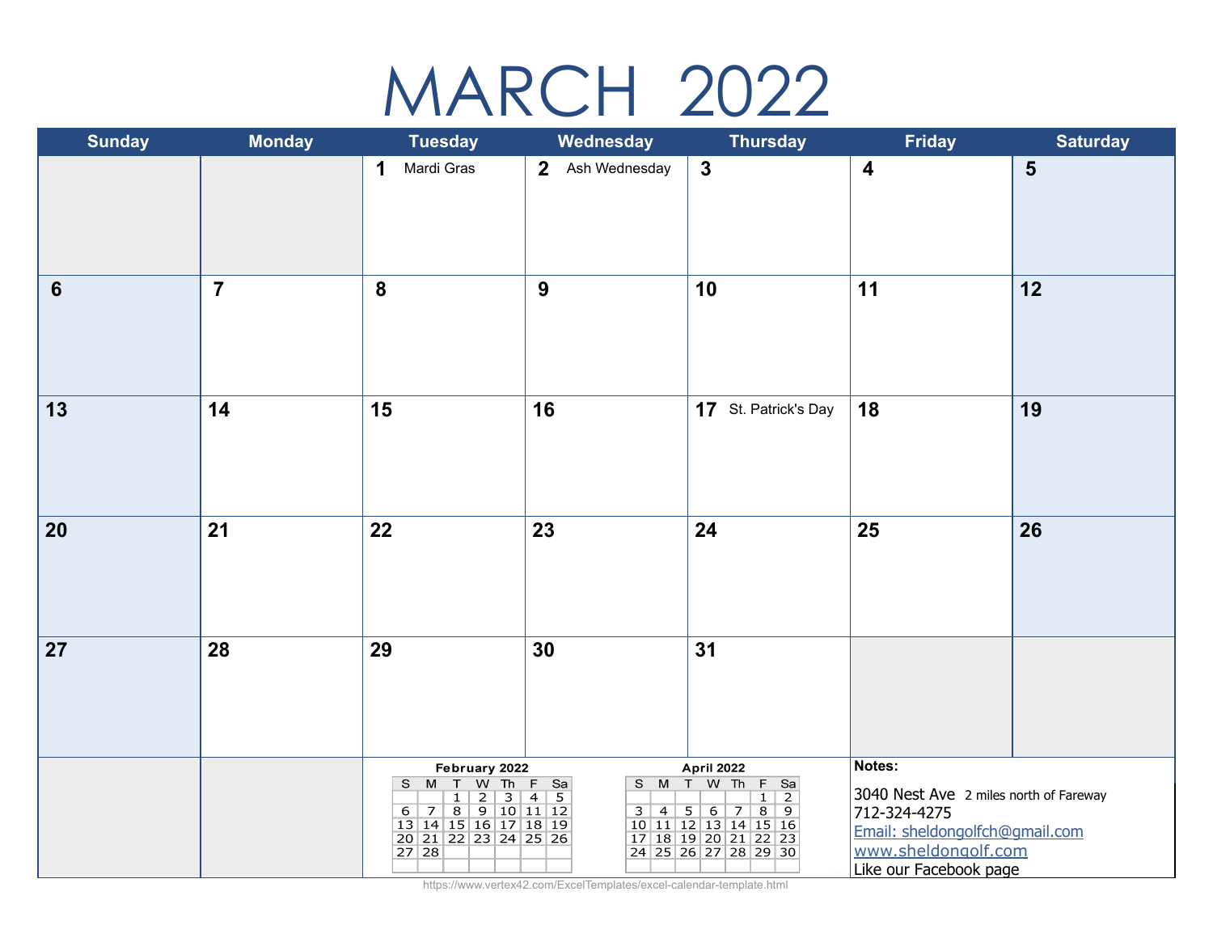# MARCH 2022

| Sunday | Monday | Tuesday | Wednesday | Thursday | Friday | Saturday |
|---|---|---|---|---|---|---|
| | | 1 Mardi Gras | 2 Ash Wednesday | 3 | 4 | 5 |
| 6 | 7 | 8 | 9 | 10 | 11 | 12 |
| 13 | 14 | 15 | 16 | 17 St. Patrick's Day | 18 | 19 |
| 20 | 21 | 22 | 23 | 24 | 25 | 26 |
| 27 | 28 | 29 | 30 | 31 | | |

**February 2022**

| S | M | T | W | Th | F | Sa |
|---|---|---|---|---|---|---|
| | | 1 | 2 | 3 | 4 | 5 |
| 6 | 7 | 8 | 9 | 10 | 11 | 12 |
| 13 | 14 | 15 | 16 | 17 | 18 | 19 |
| 20 | 21 | 22 | 23 | 24 | 25 | 26 |
| 27 | 28 | | | | | |

**April 2022**

| S | M | T | W | Th | F | Sa |
|---|---|---|---|---|---|---|
| | | | | | 1 | 2 |
| 3 | 4 | 5 | 6 | 7 | 8 | 9 |
| 10 | 11 | 12 | 13 | 14 | 15 | 16 |
| 17 | 18 | 19 | 20 | 21 | 22 | 23 |
| 24 | 25 | 26 | 27 | 28 | 29 | 30 |

**Notes:**

3040 Nest Ave 2 miles north of Fareway
712-324-4275
Email: sheldongolfch@gmail.com
www.sheldongolf.com
Like our Facebook page

https://www.vertex42.com/ExcelTemplates/excel-calendar-template.html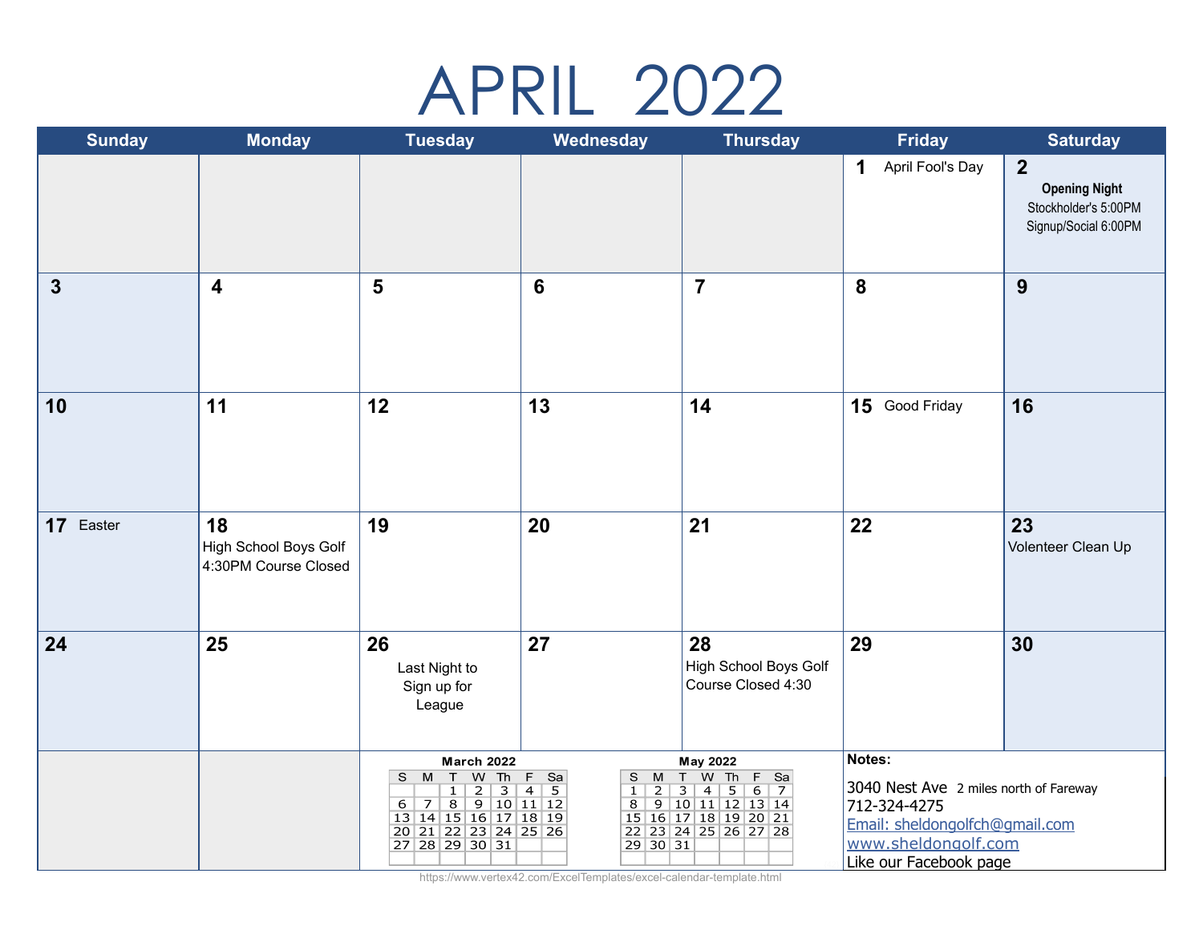# APRIL 2022

| Sunday | Monday | Tuesday | Wednesday | Thursday | Friday | Saturday |
|---|---|---|---|---|---|---|
| | | | | | 1 April Fool's Day | 2 **Opening Night** Stockholder's 5:00PM Signup/Social 6:00PM |
| 3 | 4 | 5 | 6 | 7 | 8 | 9 |
| 10 | 11 | 12 | 13 | 14 | 15 Good Friday | 16 |
| 17 Easter | 18 High School Boys Golf 4:30PM Course Closed | 19 | 20 | 21 | 22 | 23 Volenteer Clean Up |
| 24 | 25 | 26 Last Night to Sign up for League | 27 | 28 High School Boys Golf Course Closed 4:30 | 29 | 30 |

**March 2022**

| S | M | T | W | Th | F | Sa |
|---|---|---|---|---|---|---|
| | | 1 | 2 | 3 | 4 | 5 |
| 6 | 7 | 8 | 9 | 10 | 11 | 12 |
| 13 | 14 | 15 | 16 | 17 | 18 | 19 |
| 20 | 21 | 22 | 23 | 24 | 25 | 26 |
| 27 | 28 | 29 | 30 | 31 | | |

**May 2022**

| S | M | T | W | Th | F | Sa |
|---|---|---|---|---|---|---|
| 1 | 2 | 3 | 4 | 5 | 6 | 7 |
| 8 | 9 | 10 | 11 | 12 | 13 | 14 |
| 15 | 16 | 17 | 18 | 19 | 20 | 21 |
| 22 | 23 | 24 | 25 | 26 | 27 | 28 |
| 29 | 30 | 31 | | | | |

**Notes:**

3040 Nest Ave 2 miles north of Fareway
712-324-4275
Email: sheldongolfch@gmail.com
www.sheldongolf.com
Like our Facebook page

https://www.vertex42.com/ExcelTemplates/excel-calendar-template.html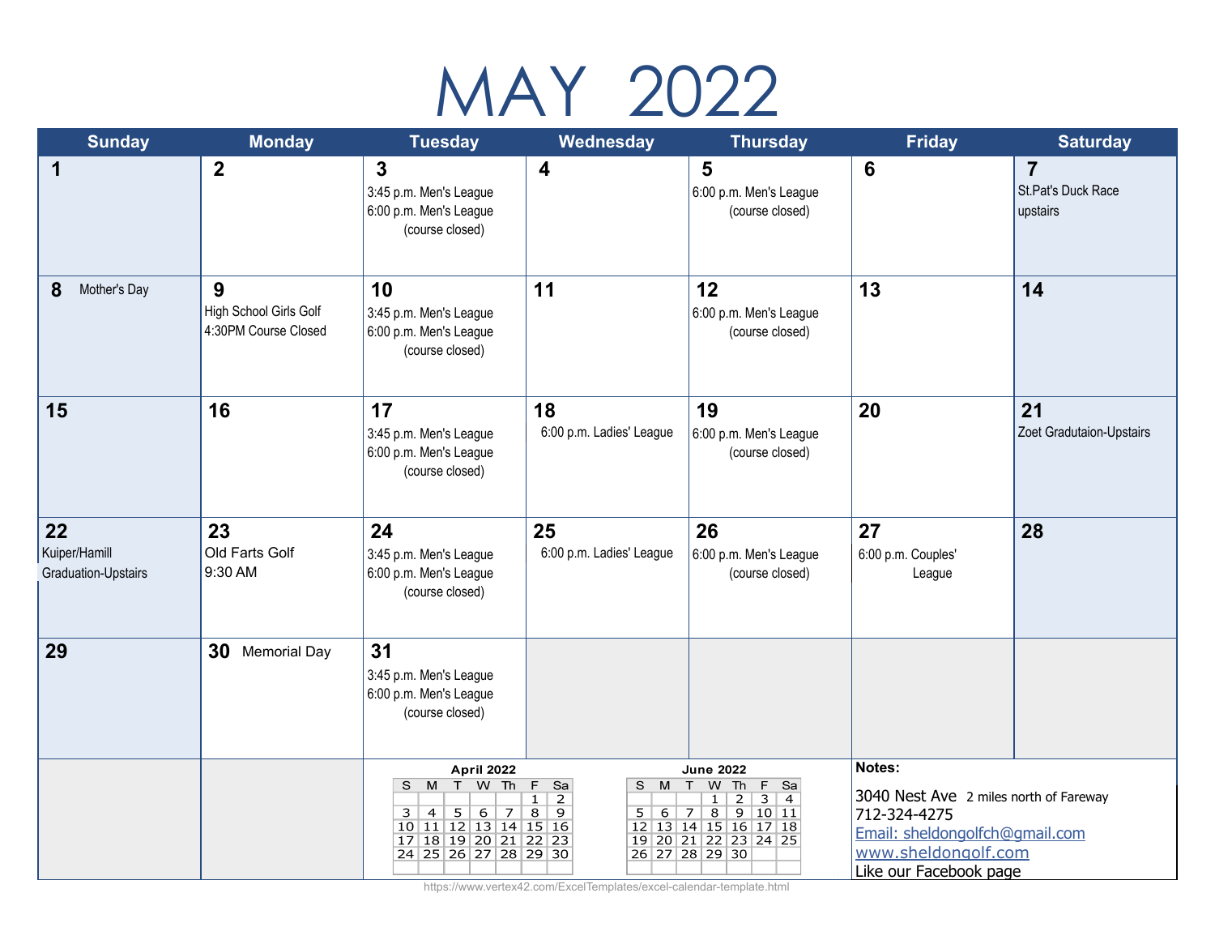# MAY 2022

| Sunday | Monday | Tuesday | Wednesday | Thursday | Friday | Saturday |
|---|---|---|---|---|---|---|
| **1** | **2** | **3** 3:45 p.m. Men's League 6:00 p.m. Men's League (course closed) | **4** | **5** 6:00 p.m. Men's League (course closed) | **6** | **7** St.Pat's Duck Race upstairs |
| **8** Mother's Day | **9** High School Girls Golf 4:30PM Course Closed | **10** 3:45 p.m. Men's League 6:00 p.m. Men's League (course closed) | **11** | **12** 6:00 p.m. Men's League (course closed) | **13** | **14** |
| **15** | **16** | **17** 3:45 p.m. Men's League 6:00 p.m. Men's League (course closed) | **18** 6:00 p.m. Ladies' League | **19** 6:00 p.m. Men's League (course closed) | **20** | **21** Zoet Gradutaion-Upstairs |
| **22** Kuiper/Hamill Graduation-Upstairs | **23** Old Farts Golf 9:30 AM | **24** 3:45 p.m. Men's League 6:00 p.m. Men's League (course closed) | **25** 6:00 p.m. Ladies' League | **26** 6:00 p.m. Men's League (course closed) | **27** 6:00 p.m. Couples' League | **28** |
| **29** | **30** Memorial Day | **31** 3:45 p.m. Men's League 6:00 p.m. Men's League (course closed) | | | | |

**April 2022**

| S | M | T | W | Th | F | Sa |
|---|---|---|---|---|---|---|
| | | | | | 1 | 2 |
| 3 | 4 | 5 | 6 | 7 | 8 | 9 |
| 10 | 11 | 12 | 13 | 14 | 15 | 16 |
| 17 | 18 | 19 | 20 | 21 | 22 | 23 |
| 24 | 25 | 26 | 27 | 28 | 29 | 30 |

**June 2022**

| S | M | T | W | Th | F | Sa |
|---|---|---|---|---|---|---|
| | | | 1 | 2 | 3 | 4 |
| 5 | 6 | 7 | 8 | 9 | 10 | 11 |
| 12 | 13 | 14 | 15 | 16 | 17 | 18 |
| 19 | 20 | 21 | 22 | 23 | 24 | 25 |
| 26 | 27 | 28 | 29 | 30 | | |

**Notes:**

3040 Nest Ave 2 miles north of Fareway
712-324-4275
Email: sheldongolfch@gmail.com
www.sheldongolf.com
Like our Facebook page

https://www.vertex42.com/ExcelTemplates/excel-calendar-template.html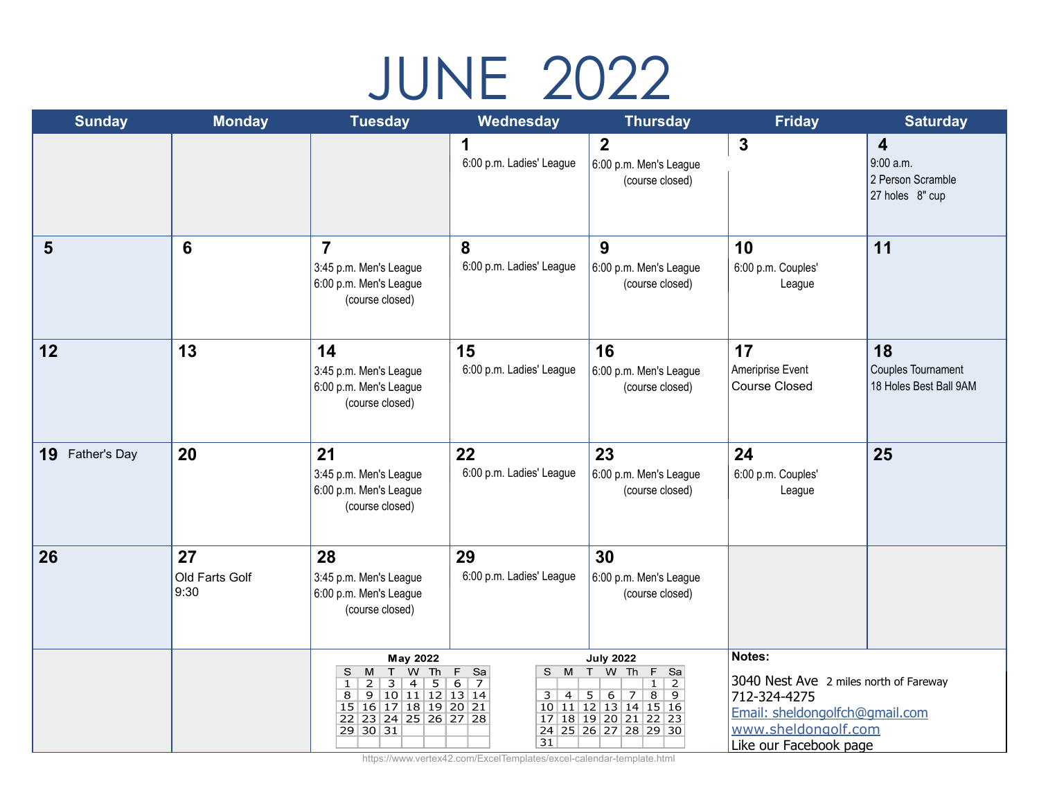# JUNE 2022

| Sunday | Monday | Tuesday | Wednesday | Thursday | Friday | Saturday |
|---|---|---|---|---|---|---|
| | | | **1** 6:00 p.m. Ladies' League | **2** 6:00 p.m. Men's League (course closed) | **3** | **4** 9:00 a.m. 2 Person Scramble 27 holes 8" cup |
| **5** | **6** | **7** 3:45 p.m. Men's League 6:00 p.m. Men's League (course closed) | **8** 6:00 p.m. Ladies' League | **9** 6:00 p.m. Men's League (course closed) | **10** 6:00 p.m. Couples' League | **11** |
| **12** | **13** | **14** 3:45 p.m. Men's League 6:00 p.m. Men's League (course closed) | **15** 6:00 p.m. Ladies' League | **16** 6:00 p.m. Men's League (course closed) | **17** Ameriprise Event Course Closed | **18** Couples Tournament 18 Holes Best Ball 9AM |
| **19** Father's Day | **20** | **21** 3:45 p.m. Men's League 6:00 p.m. Men's League (course closed) | **22** 6:00 p.m. Ladies' League | **23** 6:00 p.m. Men's League (course closed) | **24** 6:00 p.m. Couples' League | **25** |
| **26** | **27** Old Farts Golf 9:30 | **28** 3:45 p.m. Men's League 6:00 p.m. Men's League (course closed) | **29** 6:00 p.m. Ladies' League | **30** 6:00 p.m. Men's League (course closed) | | |

**May 2022**

| S | M | T | W | Th | F | Sa |
|---|---|---|---|---|---|---|
| 1 | 2 | 3 | 4 | 5 | 6 | 7 |
| 8 | 9 | 10 | 11 | 12 | 13 | 14 |
| 15 | 16 | 17 | 18 | 19 | 20 | 21 |
| 22 | 23 | 24 | 25 | 26 | 27 | 28 |
| 29 | 30 | 31 | | | | |

**July 2022**

| S | M | T | W | Th | F | Sa |
|---|---|---|---|---|---|---|
| | | | | | 1 | 2 |
| 3 | 4 | 5 | 6 | 7 | 8 | 9 |
| 10 | 11 | 12 | 13 | 14 | 15 | 16 |
| 17 | 18 | 19 | 20 | 21 | 22 | 23 |
| 24 | 25 | 26 | 27 | 28 | 29 | 30 |
| 31 | | | | | | |

**Notes:**

3040 Nest Ave 2 miles north of Fareway
712-324-4275
Email: sheldongolfch@gmail.com
www.sheldongolf.com
Like our Facebook page

https://www.vertex42.com/ExcelTemplates/excel-calendar-template.html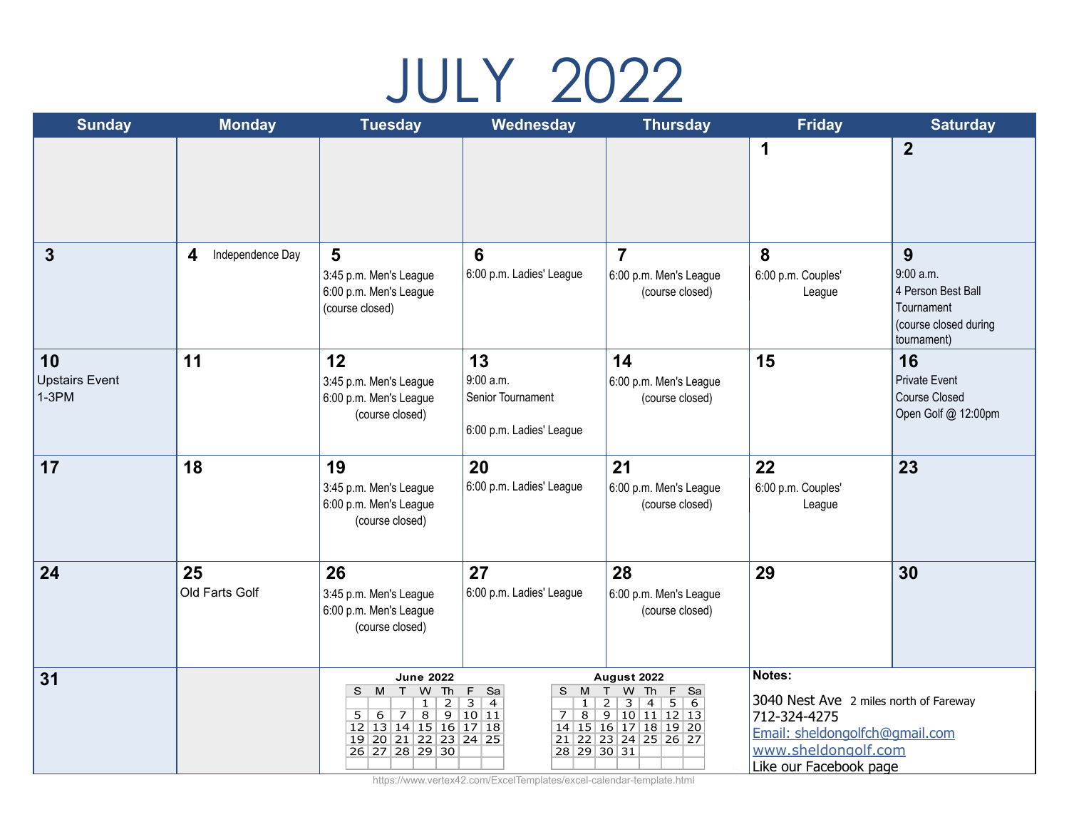# JULY 2022

| Sunday | Monday | Tuesday | Wednesday | Thursday | Friday | Saturday |
|---|---|---|---|---|---|---|
| | | | | | **1** | **2** |
| **3** | **4** Independence Day | **5** 3:45 p.m. Men's League 6:00 p.m. Men's League (course closed) | **6** 6:00 p.m. Ladies' League | **7** 6:00 p.m. Men's League (course closed) | **8** 6:00 p.m. Couples' League | **9** 9:00 a.m. 4 Person Best Ball Tournament (course closed during tournament) |
| **10** Upstairs Event 1-3PM | **11** | **12** 3:45 p.m. Men's League 6:00 p.m. Men's League (course closed) | **13** 9:00 a.m. Senior Tournament 6:00 p.m. Ladies' League | **14** 6:00 p.m. Men's League (course closed) | **15** | **16** Private Event Course Closed Open Golf @ 12:00pm |
| **17** | **18** | **19** 3:45 p.m. Men's League 6:00 p.m. Men's League (course closed) | **20** 6:00 p.m. Ladies' League | **21** 6:00 p.m. Men's League (course closed) | **22** 6:00 p.m. Couples' League | **23** |
| **24** | **25** Old Farts Golf | **26** 3:45 p.m. Men's League 6:00 p.m. Men's League (course closed) | **27** 6:00 p.m. Ladies' League | **28** 6:00 p.m. Men's League (course closed) | **29** | **30** |
| **31** | | | | | | |

**June 2022**

| S | M | T | W | Th | F | Sa |
|---|---|---|---|---|---|---|
| | | | 1 | 2 | 3 | 4 |
| 5 | 6 | 7 | 8 | 9 | 10 | 11 |
| 12 | 13 | 14 | 15 | 16 | 17 | 18 |
| 19 | 20 | 21 | 22 | 23 | 24 | 25 |
| 26 | 27 | 28 | 29 | 30 | | |

**August 2022**

| S | M | T | W | Th | F | Sa |
|---|---|---|---|---|---|---|
| | 1 | 2 | 3 | 4 | 5 | 6 |
| 7 | 8 | 9 | 10 | 11 | 12 | 13 |
| 14 | 15 | 16 | 17 | 18 | 19 | 20 |
| 21 | 22 | 23 | 24 | 25 | 26 | 27 |
| 28 | 29 | 30 | 31 | | | |

**Notes:**

3040 Nest Ave 2 miles north of Fareway
712-324-4275
Email: sheldongolfch@gmail.com
www.sheldongolf.com
Like our Facebook page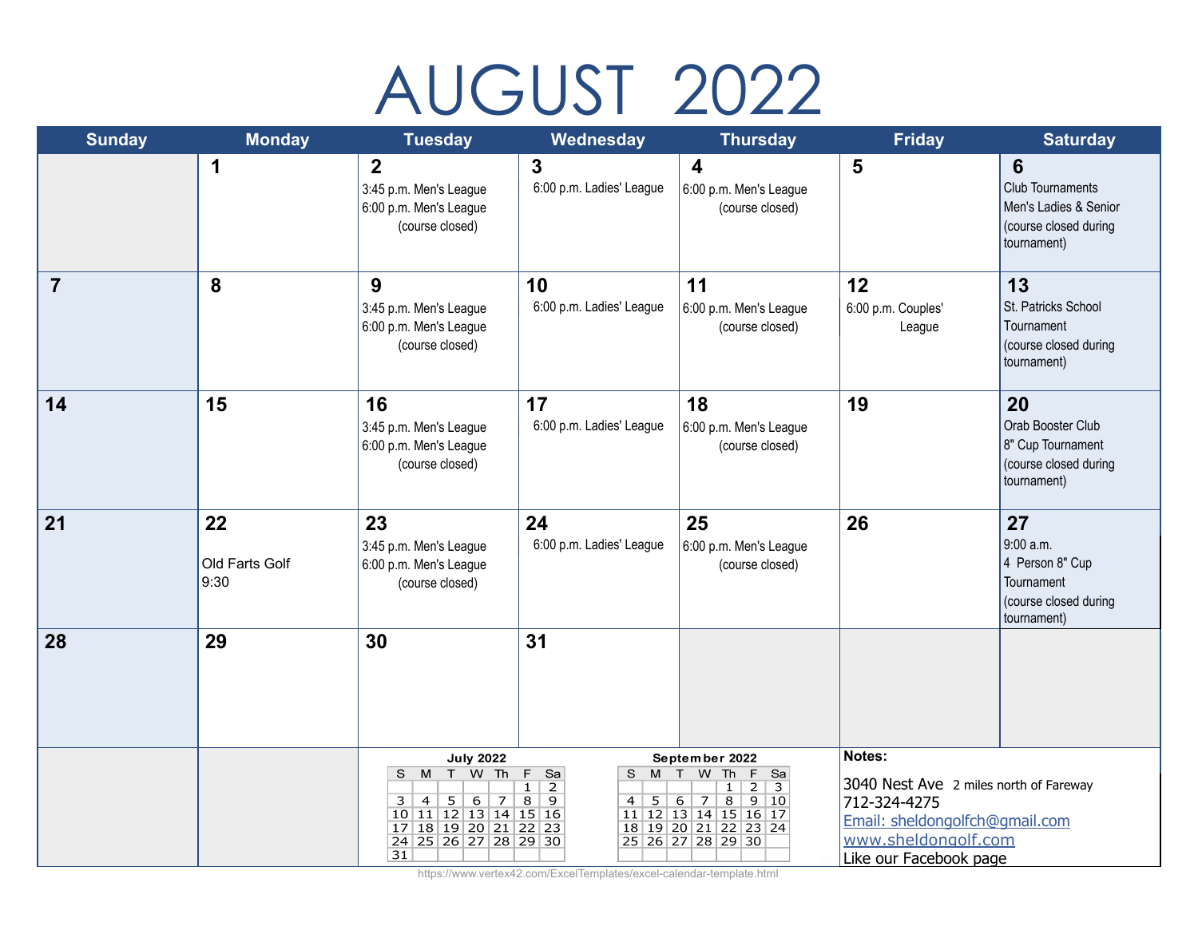# AUGUST 2022

| Sunday | Monday | Tuesday | Wednesday | Thursday | Friday | Saturday |
|---|---|---|---|---|---|---|
| | **1** | **2** 3:45 p.m. Men's League 6:00 p.m. Men's League (course closed) | **3** 6:00 p.m. Ladies' League | **4** 6:00 p.m. Men's League (course closed) | **5** | **6** Club Tournaments Men's Ladies & Senior (course closed during tournament) |
| **7** | **8** | **9** 3:45 p.m. Men's League 6:00 p.m. Men's League (course closed) | **10** 6:00 p.m. Ladies' League | **11** 6:00 p.m. Men's League (course closed) | **12** 6:00 p.m. Couples' League | **13** St. Patricks School Tournament (course closed during tournament) |
| **14** | **15** | **16** 3:45 p.m. Men's League 6:00 p.m. Men's League (course closed) | **17** 6:00 p.m. Ladies' League | **18** 6:00 p.m. Men's League (course closed) | **19** | **20** Orab Booster Club 8" Cup Tournament (course closed during tournament) |
| **21** | **22** Old Farts Golf 9:30 | **23** 3:45 p.m. Men's League 6:00 p.m. Men's League (course closed) | **24** 6:00 p.m. Ladies' League | **25** 6:00 p.m. Men's League (course closed) | **26** | **27** 9:00 a.m. 4 Person 8" Cup Tournament (course closed during tournament) |
| **28** | **29** | **30** | **31** | | | |

**July 2022**

| S | M | T | W | Th | F | Sa |
|---|---|---|---|---|---|---|
| | | | | | 1 | 2 |
| 3 | 4 | 5 | 6 | 7 | 8 | 9 |
| 10 | 11 | 12 | 13 | 14 | 15 | 16 |
| 17 | 18 | 19 | 20 | 21 | 22 | 23 |
| 24 | 25 | 26 | 27 | 28 | 29 | 30 |
| 31 | | | | | | |

**September 2022**

| S | M | T | W | Th | F | Sa |
|---|---|---|---|---|---|---|
| | | | | 1 | 2 | 3 |
| 4 | 5 | 6 | 7 | 8 | 9 | 10 |
| 11 | 12 | 13 | 14 | 15 | 16 | 17 |
| 18 | 19 | 20 | 21 | 22 | 23 | 24 |
| 25 | 26 | 27 | 28 | 29 | 30 | |

**Notes:**

3040 Nest Ave 2 miles north of Fareway
712-324-4275
Email: sheldongolfch@gmail.com
www.sheldongolf.com
Like our Facebook page

https://www.vertex42.com/ExcelTemplates/excel-calendar-template.html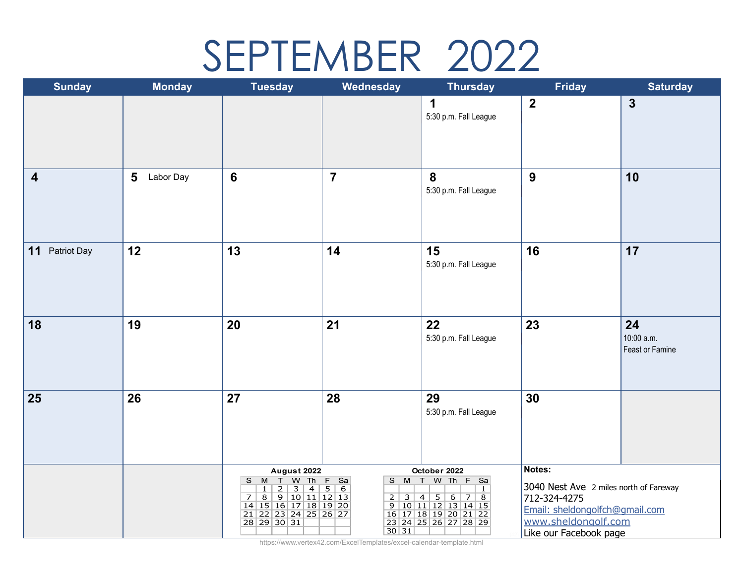# SEPTEMBER 2022

| Sunday | Monday | Tuesday | Wednesday | Thursday | Friday | Saturday |
|---|---|---|---|---|---|---|
| | | | | **1** 5:30 p.m. Fall League | **2** | **3** |
| **4** | **5** Labor Day | **6** | **7** | **8** 5:30 p.m. Fall League | **9** | **10** |
| **11** Patriot Day | **12** | **13** | **14** | **15** 5:30 p.m. Fall League | **16** | **17** |
| **18** | **19** | **20** | **21** | **22** 5:30 p.m. Fall League | **23** | **24** 10:00 a.m. Feast or Famine |
| **25** | **26** | **27** | **28** | **29** 5:30 p.m. Fall League | **30** | |

**August 2022**

| S | M | T | W | Th | F | Sa |
|---|---|---|---|---|---|---|
| | 1 | 2 | 3 | 4 | 5 | 6 |
| 7 | 8 | 9 | 10 | 11 | 12 | 13 |
| 14 | 15 | 16 | 17 | 18 | 19 | 20 |
| 21 | 22 | 23 | 24 | 25 | 26 | 27 |
| 28 | 29 | 30 | 31 | | | |

**October 2022**

| S | M | T | W | Th | F | Sa |
|---|---|---|---|---|---|---|
| | | | | | | 1 |
| 2 | 3 | 4 | 5 | 6 | 7 | 8 |
| 9 | 10 | 11 | 12 | 13 | 14 | 15 |
| 16 | 17 | 18 | 19 | 20 | 21 | 22 |
| 23 | 24 | 25 | 26 | 27 | 28 | 29 |
| 30 | 31 | | | | | |

**Notes:**

3040 Nest Ave 2 miles north of Fareway
712-324-4275
Email: sheldongolfch@gmail.com
www.sheldongolf.com
Like our Facebook page

https://www.vertex42.com/ExcelTemplates/excel-calendar-template.html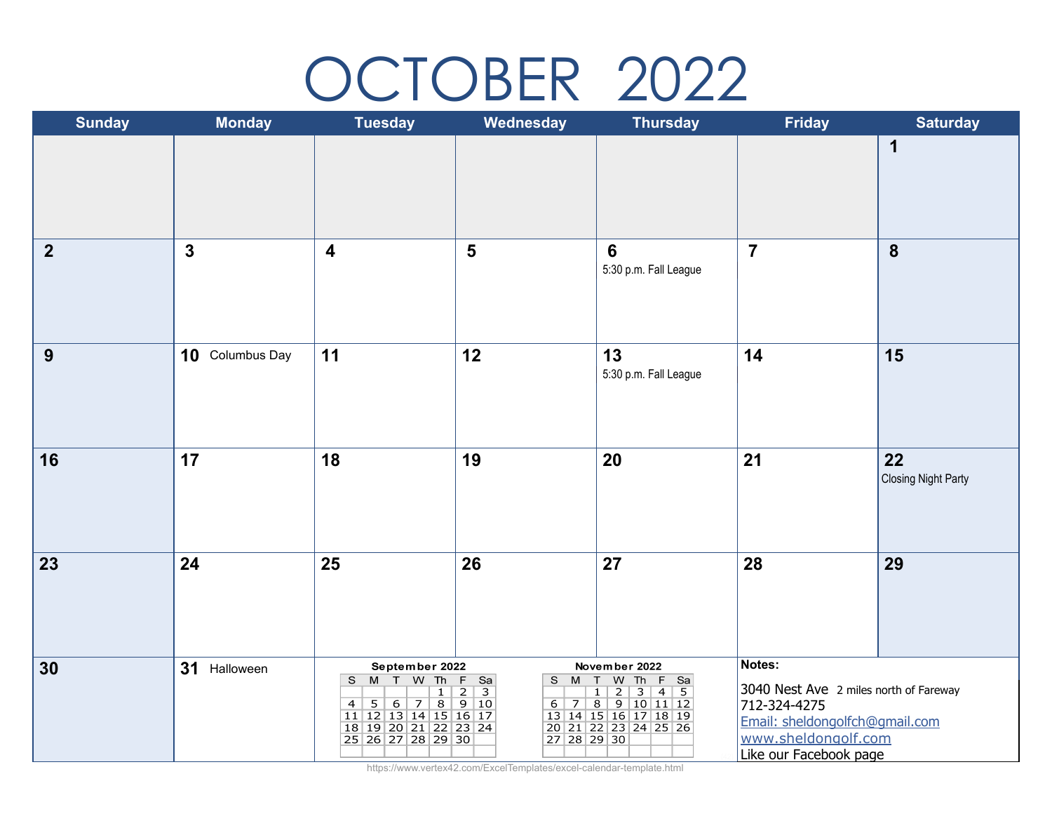# OCTOBER 2022

| Sunday | Monday | Tuesday | Wednesday | Thursday | Friday | Saturday |
|---|---|---|---|---|---|---|
| | | | | | | 1 |
| 2 | 3 | 4 | 5 | 6 5:30 p.m. Fall League | 7 | 8 |
| 9 | 10 Columbus Day | 11 | 12 | 13 5:30 p.m. Fall League | 14 | 15 |
| 16 | 17 | 18 | 19 | 20 | 21 | 22 Closing Night Party |
| 23 | 24 | 25 | 26 | 27 | 28 | 29 |
| 30 | 31 Halloween | | | | | |

**September 2022**

| S | M | T | W | Th | F | Sa |
|---|---|---|---|---|---|---|
| | | | | 1 | 2 | 3 |
| 4 | 5 | 6 | 7 | 8 | 9 | 10 |
| 11 | 12 | 13 | 14 | 15 | 16 | 17 |
| 18 | 19 | 20 | 21 | 22 | 23 | 24 |
| 25 | 26 | 27 | 28 | 29 | 30 | |

**November 2022**

| S | M | T | W | Th | F | Sa |
|---|---|---|---|---|---|---|
| | | 1 | 2 | 3 | 4 | 5 |
| 6 | 7 | 8 | 9 | 10 | 11 | 12 |
| 13 | 14 | 15 | 16 | 17 | 18 | 19 |
| 20 | 21 | 22 | 23 | 24 | 25 | 26 |
| 27 | 28 | 29 | 30 | | | |

**Notes:**

3040 Nest Ave 2 miles north of Fareway
712-324-4275
Email: sheldongolfch@gmail.com
www.sheldongolf.com
Like our Facebook page

https://www.vertex42.com/ExcelTemplates/excel-calendar-template.html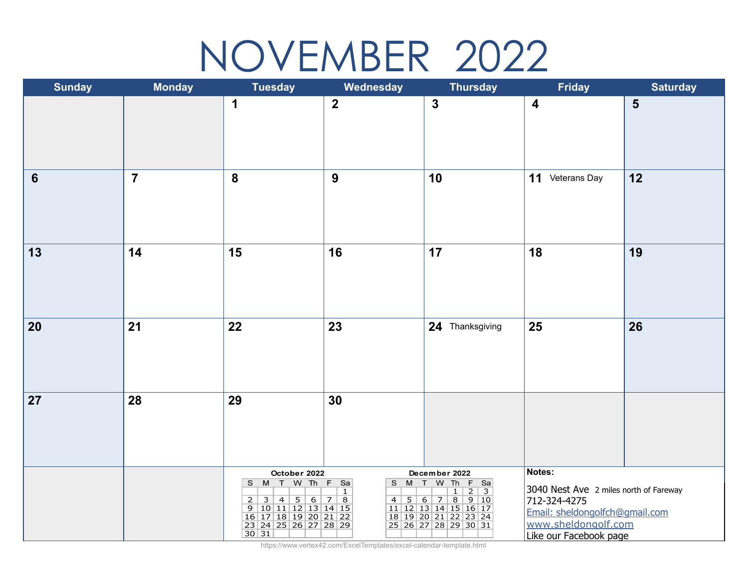# NOVEMBER 2022

| Sunday | Monday | Tuesday | Wednesday | Thursday | Friday | Saturday |
|---|---|---|---|---|---|---|
| | | 1 | 2 | 3 | 4 | 5 |
| 6 | 7 | 8 | 9 | 10 | 11 Veterans Day | 12 |
| 13 | 14 | 15 | 16 | 17 | 18 | 19 |
| 20 | 21 | 22 | 23 | 24 Thanksgiving | 25 | 26 |
| 27 | 28 | 29 | 30 | | | |

**October 2022**

| S | M | T | W | Th | F | Sa |
|---|---|---|---|---|---|---|
| | | | | | | 1 |
| 2 | 3 | 4 | 5 | 6 | 7 | 8 |
| 9 | 10 | 11 | 12 | 13 | 14 | 15 |
| 16 | 17 | 18 | 19 | 20 | 21 | 22 |
| 23 | 24 | 25 | 26 | 27 | 28 | 29 |
| 30 | 31 | | | | | |

**December 2022**

| S | M | T | W | Th | F | Sa |
|---|---|---|---|---|---|---|
| | | | | 1 | 2 | 3 |
| 4 | 5 | 6 | 7 | 8 | 9 | 10 |
| 11 | 12 | 13 | 14 | 15 | 16 | 17 |
| 18 | 19 | 20 | 21 | 22 | 23 | 24 |
| 25 | 26 | 27 | 28 | 29 | 30 | 31 |

**Notes:**

3040 Nest Ave 2 miles north of Fareway
712-324-4275
Email: sheldongolfch@gmail.com
www.sheldongolf.com
Like our Facebook page

https://www.vertex42.com/ExcelTemplates/excel-calendar-template.html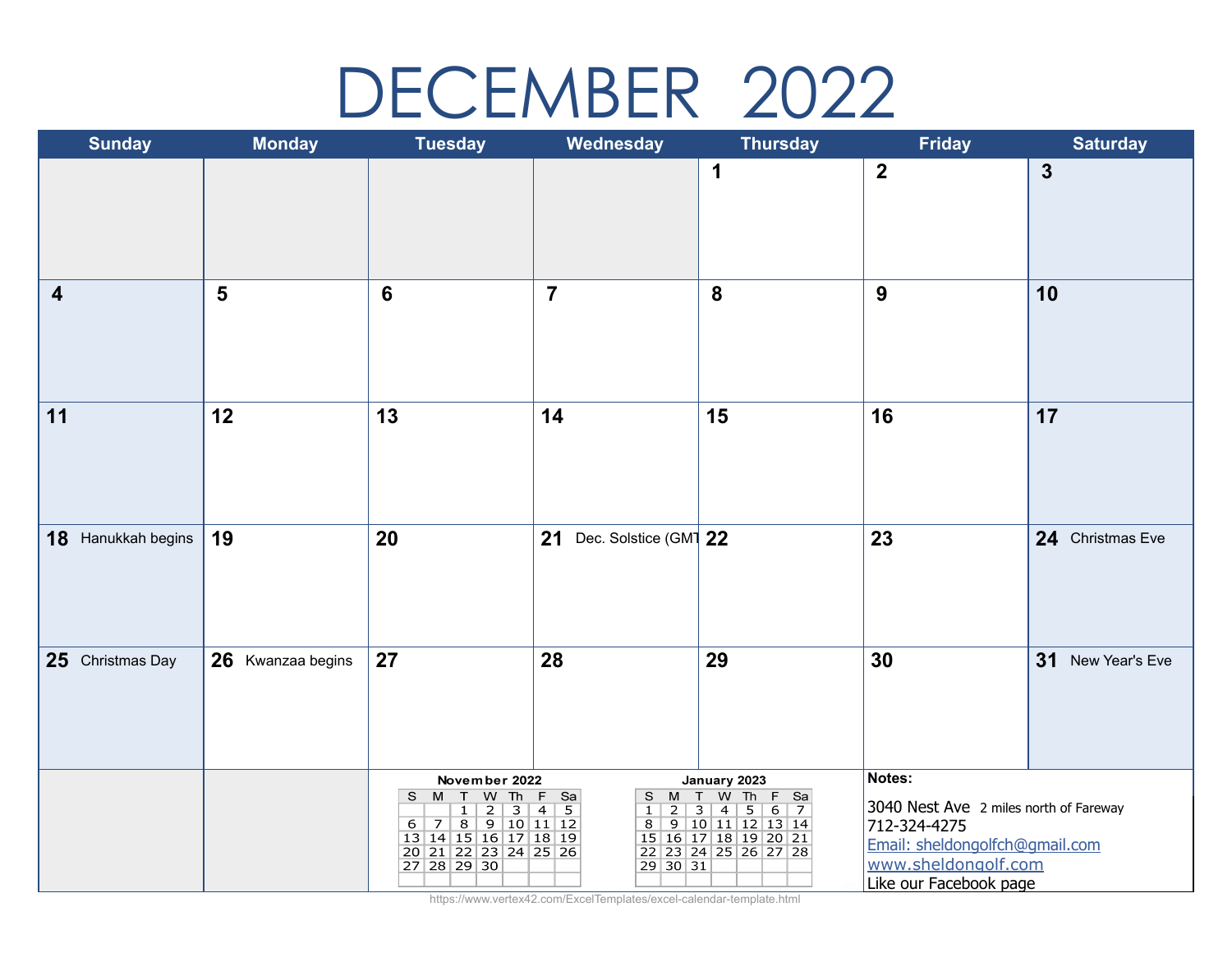# DECEMBER 2022

| Sunday | Monday | Tuesday | Wednesday | Thursday | Friday | Saturday |
|---|---|---|---|---|---|---|
| | | | | 1 | 2 | 3 |
| 4 | 5 | 6 | 7 | 8 | 9 | 10 |
| 11 | 12 | 13 | 14 | 15 | 16 | 17 |
| 18 Hanukkah begins | 19 | 20 | 21 Dec. Solstice (GMT | 22 | 23 | 24 Christmas Eve |
| 25 Christmas Day | 26 Kwanzaa begins | 27 | 28 | 29 | 30 | 31 New Year's Eve |

**November 2022**

| S | M | T | W | Th | F | Sa |
|---|---|---|---|---|---|---|
| | | 1 | 2 | 3 | 4 | 5 |
| 6 | 7 | 8 | 9 | 10 | 11 | 12 |
| 13 | 14 | 15 | 16 | 17 | 18 | 19 |
| 20 | 21 | 22 | 23 | 24 | 25 | 26 |
| 27 | 28 | 29 | 30 | | | |

**January 2023**

| S | M | T | W | Th | F | Sa |
|---|---|---|---|---|---|---|
| 1 | 2 | 3 | 4 | 5 | 6 | 7 |
| 8 | 9 | 10 | 11 | 12 | 13 | 14 |
| 15 | 16 | 17 | 18 | 19 | 20 | 21 |
| 22 | 23 | 24 | 25 | 26 | 27 | 28 |
| 29 | 30 | 31 | | | | |

**Notes:**

3040 Nest Ave 2 miles north of Fareway
712-324-4275
Email: sheldongolfch@gmail.com
www.sheldongolf.com
Like our Facebook page

https://www.vertex42.com/ExcelTemplates/excel-calendar-template.html